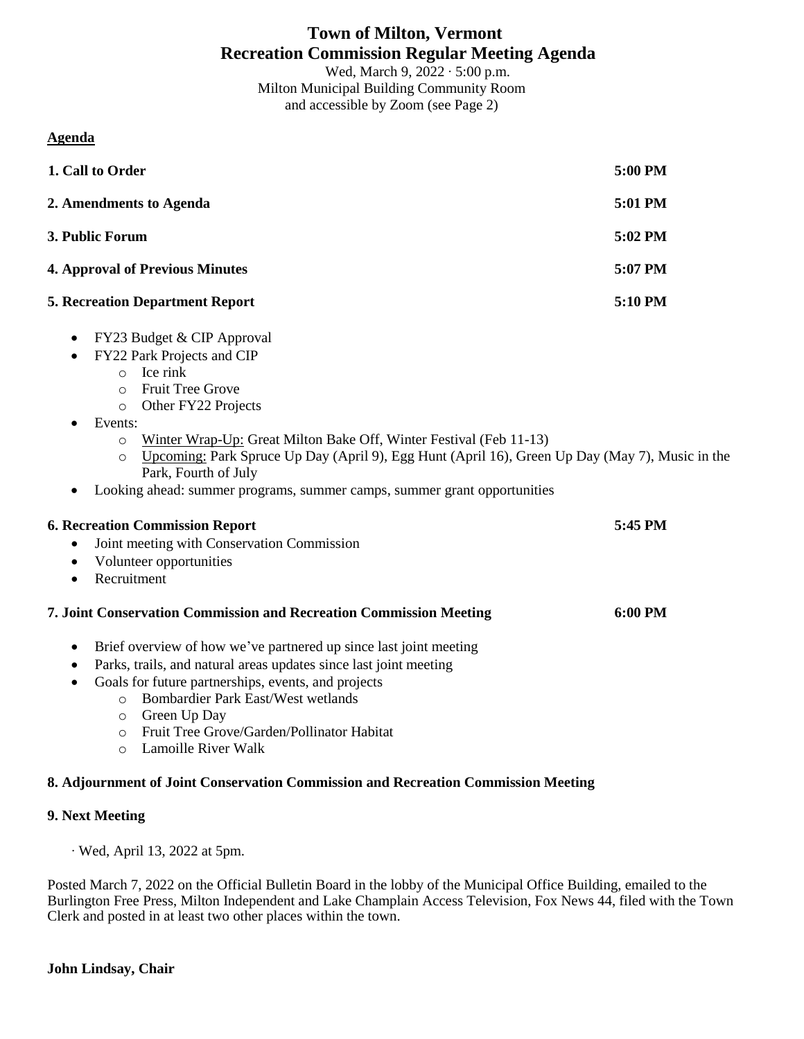# Town of Milton, Vermont
## Recreation Commission Regular Meeting Agenda

Wed, March 9, 2022 · 5:00 p.m.
Milton Municipal Building Community Room
and accessible by Zoom (see Page 2)

**Agenda**

| | |
|---|---|
| **1. Call to Order** | **5:00 PM** |
| **2. Amendments to Agenda** | **5:01 PM** |
| **3. Public Forum** | **5:02 PM** |
| **4. Approval of Previous Minutes** | **5:07 PM** |
| **5. Recreation Department Report** | **5:10 PM** |

- FY23 Budget & CIP Approval
- FY22 Park Projects and CIP
  - Ice rink
  - Fruit Tree Grove
  - Other FY22 Projects
- Events:
  - Winter Wrap-Up: Great Milton Bake Off, Winter Festival (Feb 11-13)
  - Upcoming: Park Spruce Up Day (April 9), Egg Hunt (April 16), Green Up Day (May 7), Music in the Park, Fourth of July
- Looking ahead: summer programs, summer camps, summer grant opportunities

**6. Recreation Commission Report** **5:45 PM**

- Joint meeting with Conservation Commission
- Volunteer opportunities
- Recruitment

**7. Joint Conservation Commission and Recreation Commission Meeting** **6:00 PM**

- Brief overview of how we've partnered up since last joint meeting
- Parks, trails, and natural areas updates since last joint meeting
- Goals for future partnerships, events, and projects
  - Bombardier Park East/West wetlands
  - Green Up Day
  - Fruit Tree Grove/Garden/Pollinator Habitat
  - Lamoille River Walk

**8. Adjournment of Joint Conservation Commission and Recreation Commission Meeting**

**9. Next Meeting**

· Wed, April 13, 2022 at 5pm.

Posted March 7, 2022 on the Official Bulletin Board in the lobby of the Municipal Office Building, emailed to the Burlington Free Press, Milton Independent and Lake Champlain Access Television, Fox News 44, filed with the Town Clerk and posted in at least two other places within the town.

**John Lindsay, Chair**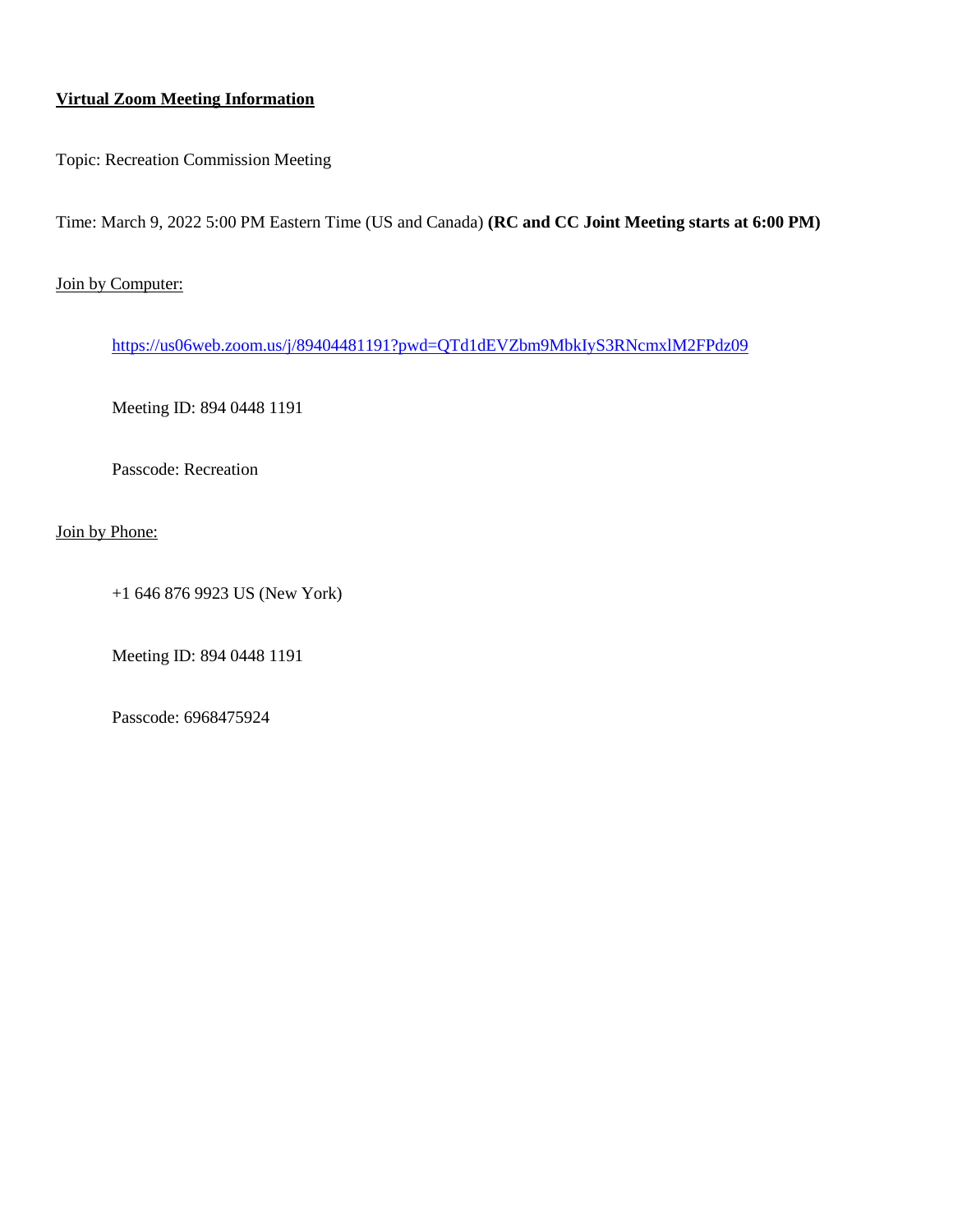**Virtual Zoom Meeting Information**

Topic: Recreation Commission Meeting

Time: March 9, 2022 5:00 PM Eastern Time (US and Canada) **(RC and CC Joint Meeting starts at 6:00 PM)**

Join by Computer:

> https://us06web.zoom.us/j/89404481191?pwd=QTd1dEVZbm9MbkIyS3RNcmxlM2FPdz09
>
> Meeting ID: 894 0448 1191
>
> Passcode: Recreation

Join by Phone:

> +1 646 876 9923 US (New York)
>
> Meeting ID: 894 0448 1191
>
> Passcode: 6968475924